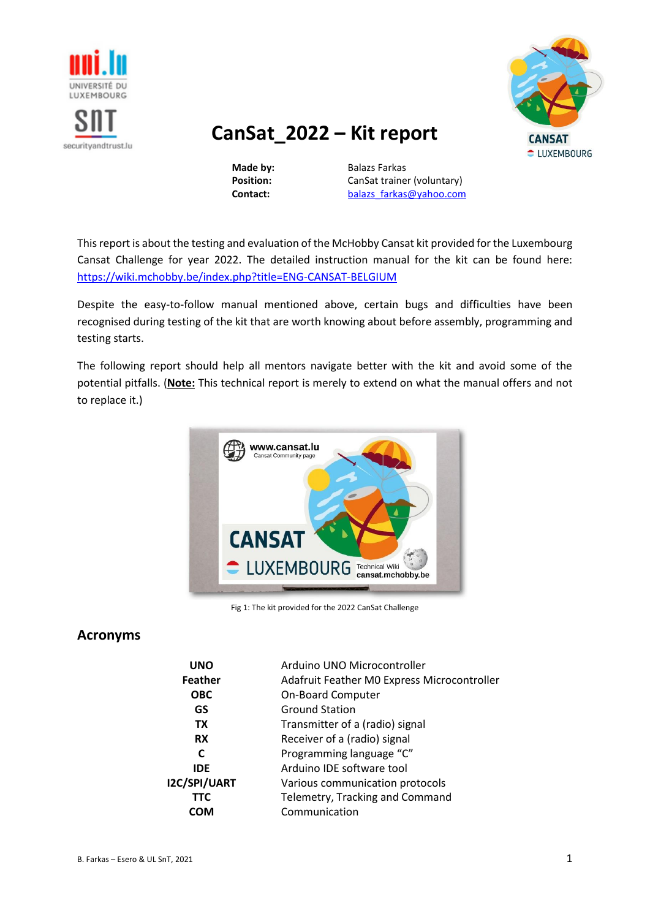# CanSat_2022 – Kit report

| | |
|---|---|
| **Made by:** | Balazs Farkas |
| **Position:** | CanSat trainer (voluntary) |
| **Contact:** | balazs_farkas@yahoo.com |

This report is about the testing and evaluation of the McHobby Cansat kit provided for the Luxembourg Cansat Challenge for year 2022. The detailed instruction manual for the kit can be found here: https://wiki.mchobby.be/index.php?title=ENG-CANSAT-BELGIUM

Despite the easy-to-follow manual mentioned above, certain bugs and difficulties have been recognised during testing of the kit that are worth knowing about before assembly, programming and testing starts.

The following report should help all mentors navigate better with the kit and avoid some of the potential pitfalls. (**Note:** This technical report is merely to extend on what the manual offers and not to replace it.)

Fig 1: The kit provided for the 2022 CanSat Challenge

## Acronyms

| | |
|---|---|
| **UNO** | Arduino UNO Microcontroller |
| **Feather** | Adafruit Feather M0 Express Microcontroller |
| **OBC** | On-Board Computer |
| **GS** | Ground Station |
| **TX** | Transmitter of a (radio) signal |
| **RX** | Receiver of a (radio) signal |
| **C** | Programming language "C" |
| **IDE** | Arduino IDE software tool |
| **I2C/SPI/UART** | Various communication protocols |
| **TTC** | Telemetry, Tracking and Command |
| **COM** | Communication |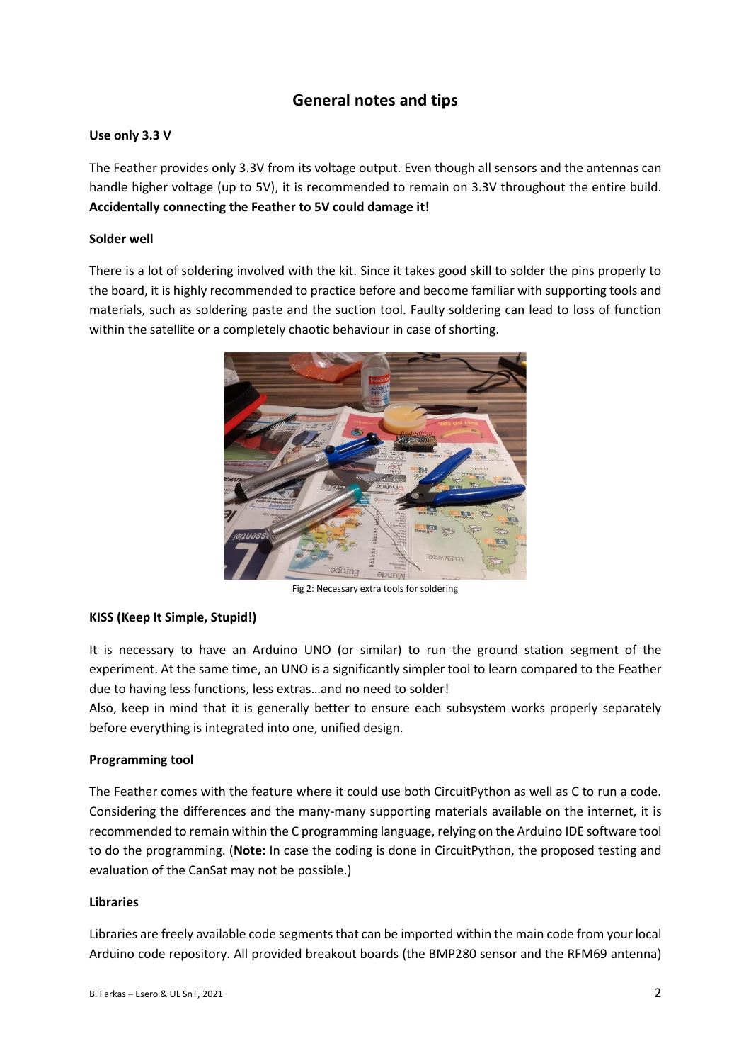## General notes and tips

### Use only 3.3 V

The Feather provides only 3.3V from its voltage output. Even though all sensors and the antennas can handle higher voltage (up to 5V), it is recommended to remain on 3.3V throughout the entire build. **Accidentally connecting the Feather to 5V could damage it!**

### Solder well

There is a lot of soldering involved with the kit. Since it takes good skill to solder the pins properly to the board, it is highly recommended to practice before and become familiar with supporting tools and materials, such as soldering paste and the suction tool. Faulty soldering can lead to loss of function within the satellite or a completely chaotic behaviour in case of shorting.

Fig 2: Necessary extra tools for soldering

### KISS (Keep It Simple, Stupid!)

It is necessary to have an Arduino UNO (or similar) to run the ground station segment of the experiment. At the same time, an UNO is a significantly simpler tool to learn compared to the Feather due to having less functions, less extras…and no need to solder!

Also, keep in mind that it is generally better to ensure each subsystem works properly separately before everything is integrated into one, unified design.

### Programming tool

The Feather comes with the feature where it could use both CircuitPython as well as C to run a code. Considering the differences and the many-many supporting materials available on the internet, it is recommended to remain within the C programming language, relying on the Arduino IDE software tool to do the programming. (**Note:** In case the coding is done in CircuitPython, the proposed testing and evaluation of the CanSat may not be possible.)

### Libraries

Libraries are freely available code segments that can be imported within the main code from your local Arduino code repository. All provided breakout boards (the BMP280 sensor and the RFM69 antenna)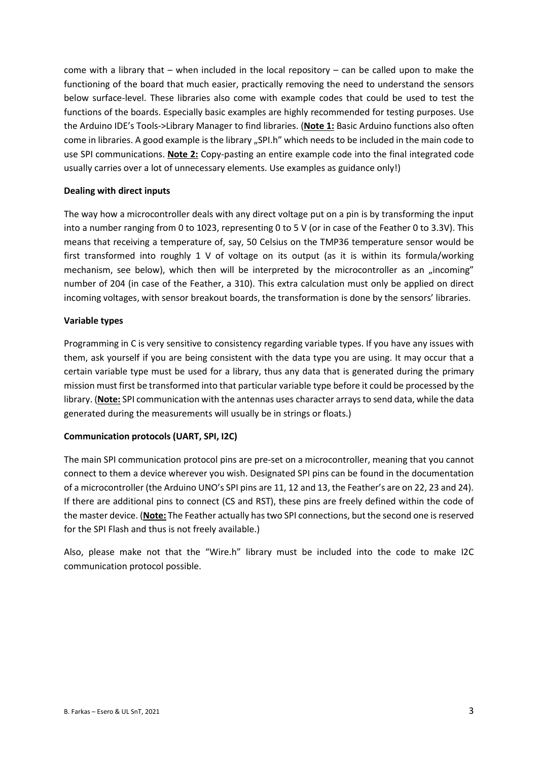come with a library that – when included in the local repository – can be called upon to make the functioning of the board that much easier, practically removing the need to understand the sensors below surface-level. These libraries also come with example codes that could be used to test the functions of the boards. Especially basic examples are highly recommended for testing purposes. Use the Arduino IDE's Tools->Library Manager to find libraries. (**Note 1:** Basic Arduino functions also often come in libraries. A good example is the library „SPI.h" which needs to be included in the main code to use SPI communications. **Note 2:** Copy-pasting an entire example code into the final integrated code usually carries over a lot of unnecessary elements. Use examples as guidance only!)

**Dealing with direct inputs**

The way how a microcontroller deals with any direct voltage put on a pin is by transforming the input into a number ranging from 0 to 1023, representing 0 to 5 V (or in case of the Feather 0 to 3.3V). This means that receiving a temperature of, say, 50 Celsius on the TMP36 temperature sensor would be first transformed into roughly 1 V of voltage on its output (as it is within its formula/working mechanism, see below), which then will be interpreted by the microcontroller as an „incoming" number of 204 (in case of the Feather, a 310). This extra calculation must only be applied on direct incoming voltages, with sensor breakout boards, the transformation is done by the sensors' libraries.

**Variable types**

Programming in C is very sensitive to consistency regarding variable types. If you have any issues with them, ask yourself if you are being consistent with the data type you are using. It may occur that a certain variable type must be used for a library, thus any data that is generated during the primary mission must first be transformed into that particular variable type before it could be processed by the library. (**Note:** SPI communication with the antennas uses character arrays to send data, while the data generated during the measurements will usually be in strings or floats.)

**Communication protocols (UART, SPI, I2C)**

The main SPI communication protocol pins are pre-set on a microcontroller, meaning that you cannot connect to them a device wherever you wish. Designated SPI pins can be found in the documentation of a microcontroller (the Arduino UNO's SPI pins are 11, 12 and 13, the Feather's are on 22, 23 and 24). If there are additional pins to connect (CS and RST), these pins are freely defined within the code of the master device. (**Note:** The Feather actually has two SPI connections, but the second one is reserved for the SPI Flash and thus is not freely available.)

Also, please make not that the "Wire.h" library must be included into the code to make I2C communication protocol possible.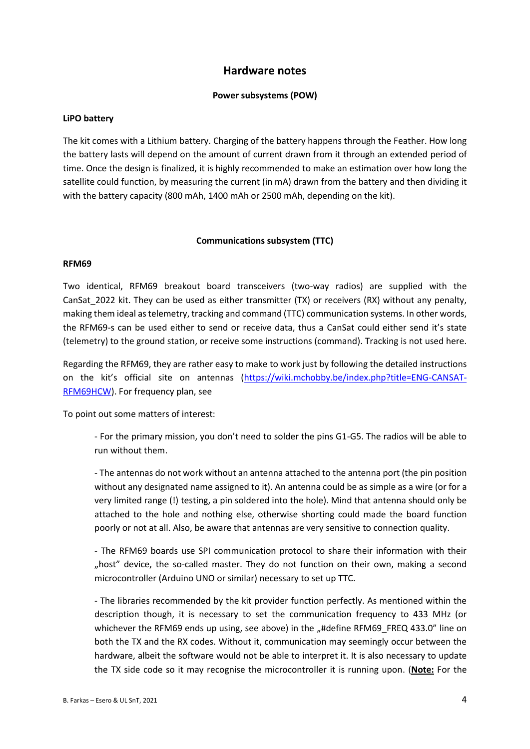## Hardware notes

### Power subsystems (POW)

**LiPO battery**

The kit comes with a Lithium battery. Charging of the battery happens through the Feather. How long the battery lasts will depend on the amount of current drawn from it through an extended period of time. Once the design is finalized, it is highly recommended to make an estimation over how long the satellite could function, by measuring the current (in mA) drawn from the battery and then dividing it with the battery capacity (800 mAh, 1400 mAh or 2500 mAh, depending on the kit).

### Communications subsystem (TTC)

**RFM69**

Two identical, RFM69 breakout board transceivers (two-way radios) are supplied with the CanSat_2022 kit. They can be used as either transmitter (TX) or receivers (RX) without any penalty, making them ideal as telemetry, tracking and command (TTC) communication systems. In other words, the RFM69-s can be used either to send or receive data, thus a CanSat could either send it's state (telemetry) to the ground station, or receive some instructions (command). Tracking is not used here.

Regarding the RFM69, they are rather easy to make to work just by following the detailed instructions on the kit's official site on antennas ([https://wiki.mchobby.be/index.php?title=ENG-CANSAT-RFM69HCW](https://wiki.mchobby.be/index.php?title=ENG-CANSAT-RFM69HCW)). For frequency plan, see

To point out some matters of interest:

- For the primary mission, you don't need to solder the pins G1-G5. The radios will be able to run without them.

- The antennas do not work without an antenna attached to the antenna port (the pin position without any designated name assigned to it). An antenna could be as simple as a wire (or for a very limited range (!) testing, a pin soldered into the hole). Mind that antenna should only be attached to the hole and nothing else, otherwise shorting could made the board function poorly or not at all. Also, be aware that antennas are very sensitive to connection quality.

- The RFM69 boards use SPI communication protocol to share their information with their „host" device, the so-called master. They do not function on their own, making a second microcontroller (Arduino UNO or similar) necessary to set up TTC.

- The libraries recommended by the kit provider function perfectly. As mentioned within the description though, it is necessary to set the communication frequency to 433 MHz (or whichever the RFM69 ends up using, see above) in the „#define RFM69_FREQ 433.0" line on both the TX and the RX codes. Without it, communication may seemingly occur between the hardware, albeit the software would not be able to interpret it. It is also necessary to update the TX side code so it may recognise the microcontroller it is running upon. (**<u>Note:</u>** For the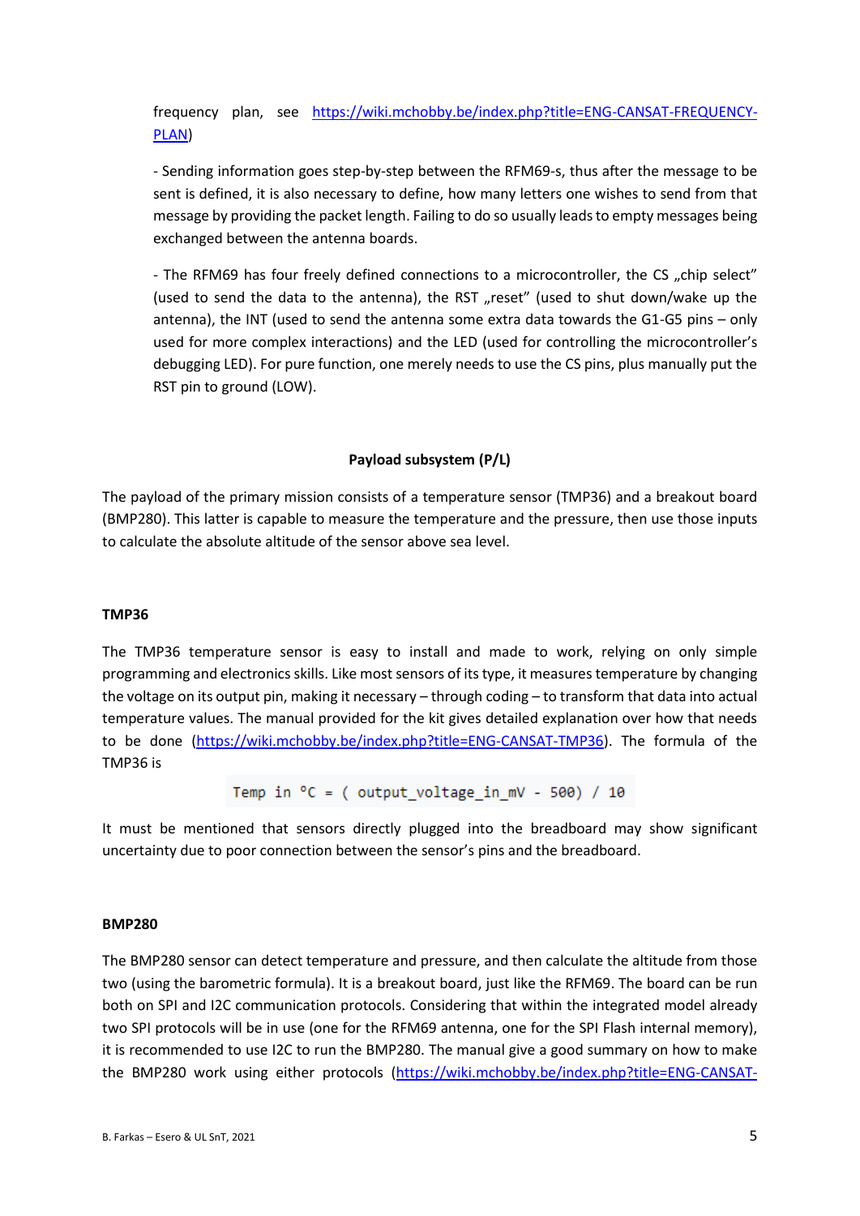frequency plan, see https://wiki.mchobby.be/index.php?title=ENG-CANSAT-FREQUENCY-PLAN)

- Sending information goes step-by-step between the RFM69-s, thus after the message to be sent is defined, it is also necessary to define, how many letters one wishes to send from that message by providing the packet length. Failing to do so usually leads to empty messages being exchanged between the antenna boards.

- The RFM69 has four freely defined connections to a microcontroller, the CS „chip select" (used to send the data to the antenna), the RST „reset" (used to shut down/wake up the antenna), the INT (used to send the antenna some extra data towards the G1-G5 pins – only used for more complex interactions) and the LED (used for controlling the microcontroller's debugging LED). For pure function, one merely needs to use the CS pins, plus manually put the RST pin to ground (LOW).

## Payload subsystem (P/L)

The payload of the primary mission consists of a temperature sensor (TMP36) and a breakout board (BMP280). This latter is capable to measure the temperature and the pressure, then use those inputs to calculate the absolute altitude of the sensor above sea level.

### TMP36

The TMP36 temperature sensor is easy to install and made to work, relying on only simple programming and electronics skills. Like most sensors of its type, it measures temperature by changing the voltage on its output pin, making it necessary – through coding – to transform that data into actual temperature values. The manual provided for the kit gives detailed explanation over how that needs to be done (https://wiki.mchobby.be/index.php?title=ENG-CANSAT-TMP36). The formula of the TMP36 is

```
Temp in °C = ( output_voltage_in_mV - 500) / 10
```

It must be mentioned that sensors directly plugged into the breadboard may show significant uncertainty due to poor connection between the sensor's pins and the breadboard.

### BMP280

The BMP280 sensor can detect temperature and pressure, and then calculate the altitude from those two (using the barometric formula). It is a breakout board, just like the RFM69. The board can be run both on SPI and I2C communication protocols. Considering that within the integrated model already two SPI protocols will be in use (one for the RFM69 antenna, one for the SPI Flash internal memory), it is recommended to use I2C to run the BMP280. The manual give a good summary on how to make the BMP280 work using either protocols (https://wiki.mchobby.be/index.php?title=ENG-CANSAT-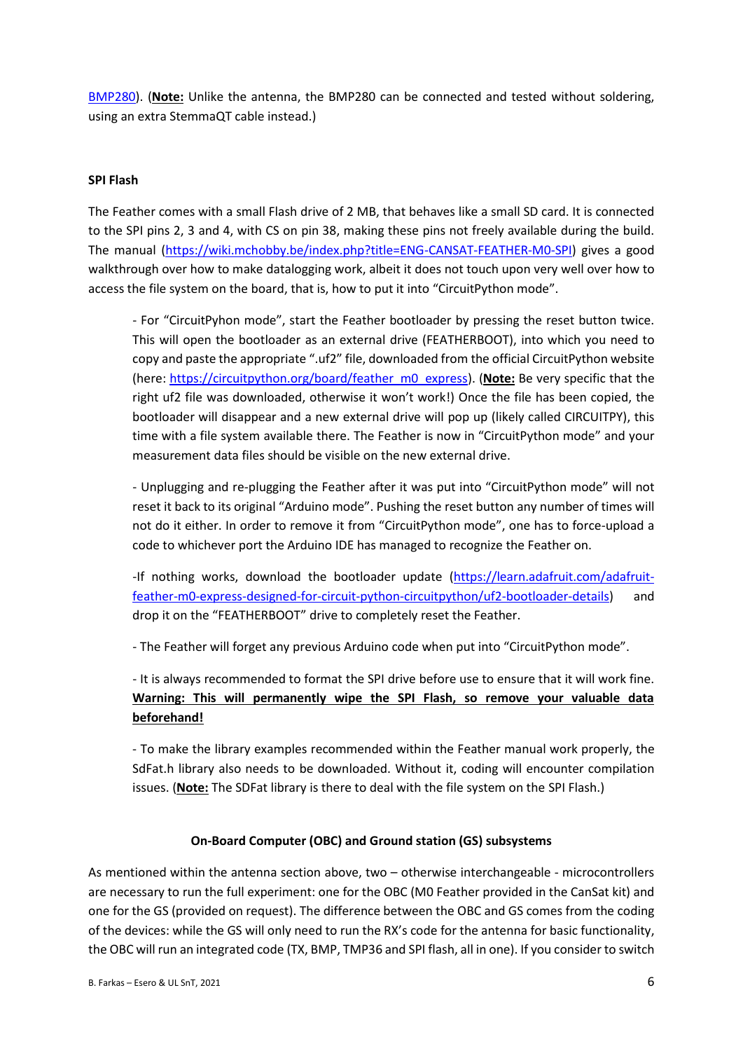[BMP280](). (**Note:** Unlike the antenna, the BMP280 can be connected and tested without soldering, using an extra StemmaQT cable instead.)

**SPI Flash**

The Feather comes with a small Flash drive of 2 MB, that behaves like a small SD card. It is connected to the SPI pins 2, 3 and 4, with CS on pin 38, making these pins not freely available during the build. The manual (https://wiki.mchobby.be/index.php?title=ENG-CANSAT-FEATHER-M0-SPI) gives a good walkthrough over how to make datalogging work, albeit it does not touch upon very well over how to access the file system on the board, that is, how to put it into "CircuitPython mode".

- For "CircuitPyhon mode", start the Feather bootloader by pressing the reset button twice. This will open the bootloader as an external drive (FEATHERBOOT), into which you need to copy and paste the appropriate ".uf2" file, downloaded from the official CircuitPython website (here: https://circuitpython.org/board/feather_m0_express). (**Note:** Be very specific that the right uf2 file was downloaded, otherwise it won't work!) Once the file has been copied, the bootloader will disappear and a new external drive will pop up (likely called CIRCUITPY), this time with a file system available there. The Feather is now in "CircuitPython mode" and your measurement data files should be visible on the new external drive.

- Unplugging and re-plugging the Feather after it was put into "CircuitPython mode" will not reset it back to its original "Arduino mode". Pushing the reset button any number of times will not do it either. In order to remove it from "CircuitPython mode", one has to force-upload a code to whichever port the Arduino IDE has managed to recognize the Feather on.

-If nothing works, download the bootloader update (https://learn.adafruit.com/adafruit-feather-m0-express-designed-for-circuit-python-circuitpython/uf2-bootloader-details) and drop it on the "FEATHERBOOT" drive to completely reset the Feather.

- The Feather will forget any previous Arduino code when put into "CircuitPython mode".

- It is always recommended to format the SPI drive before use to ensure that it will work fine. **Warning: This will permanently wipe the SPI Flash, so remove your valuable data beforehand!**

- To make the library examples recommended within the Feather manual work properly, the SdFat.h library also needs to be downloaded. Without it, coding will encounter compilation issues. (**Note:** The SDFat library is there to deal with the file system on the SPI Flash.)

**On-Board Computer (OBC) and Ground station (GS) subsystems**

As mentioned within the antenna section above, two – otherwise interchangeable - microcontrollers are necessary to run the full experiment: one for the OBC (M0 Feather provided in the CanSat kit) and one for the GS (provided on request). The difference between the OBC and GS comes from the coding of the devices: while the GS will only need to run the RX's code for the antenna for basic functionality, the OBC will run an integrated code (TX, BMP, TMP36 and SPI flash, all in one). If you consider to switch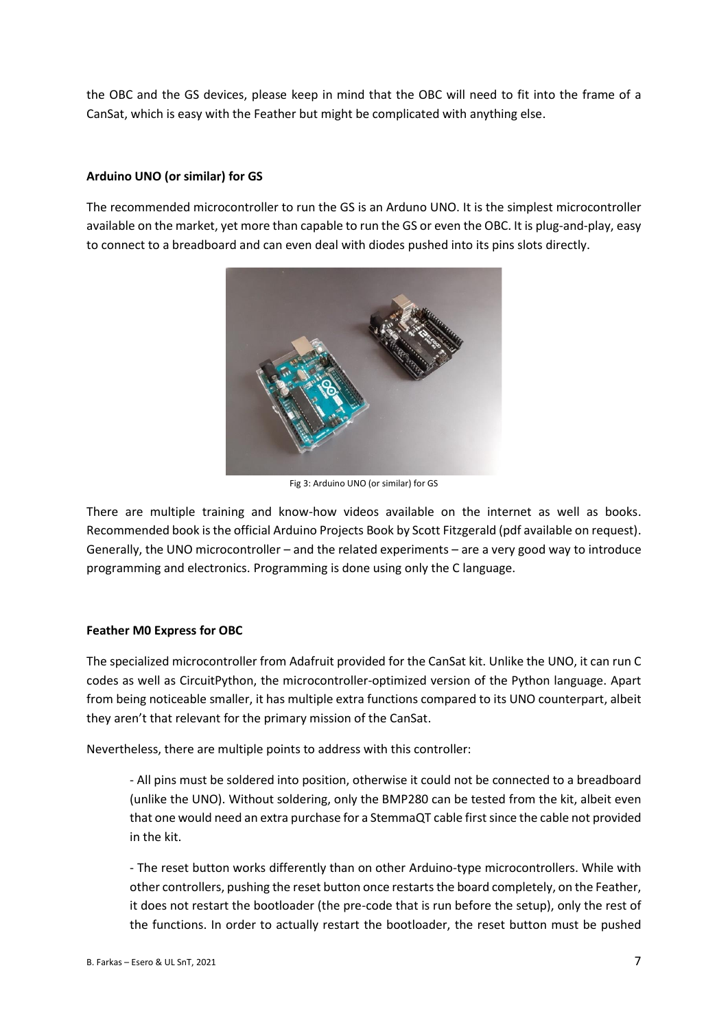the OBC and the GS devices, please keep in mind that the OBC will need to fit into the frame of a CanSat, which is easy with the Feather but might be complicated with anything else.

**Arduino UNO (or similar) for GS**

The recommended microcontroller to run the GS is an Arduno UNO. It is the simplest microcontroller available on the market, yet more than capable to run the GS or even the OBC. It is plug-and-play, easy to connect to a breadboard and can even deal with diodes pushed into its pins slots directly.

Fig 3: Arduino UNO (or similar) for GS

There are multiple training and know-how videos available on the internet as well as books. Recommended book is the official Arduino Projects Book by Scott Fitzgerald (pdf available on request). Generally, the UNO microcontroller – and the related experiments – are a very good way to introduce programming and electronics. Programming is done using only the C language.

**Feather M0 Express for OBC**

The specialized microcontroller from Adafruit provided for the CanSat kit. Unlike the UNO, it can run C codes as well as CircuitPython, the microcontroller-optimized version of the Python language. Apart from being noticeable smaller, it has multiple extra functions compared to its UNO counterpart, albeit they aren't that relevant for the primary mission of the CanSat.

Nevertheless, there are multiple points to address with this controller:

- All pins must be soldered into position, otherwise it could not be connected to a breadboard (unlike the UNO). Without soldering, only the BMP280 can be tested from the kit, albeit even that one would need an extra purchase for a StemmaQT cable first since the cable not provided in the kit.

- The reset button works differently than on other Arduino-type microcontrollers. While with other controllers, pushing the reset button once restarts the board completely, on the Feather, it does not restart the bootloader (the pre-code that is run before the setup), only the rest of the functions. In order to actually restart the bootloader, the reset button must be pushed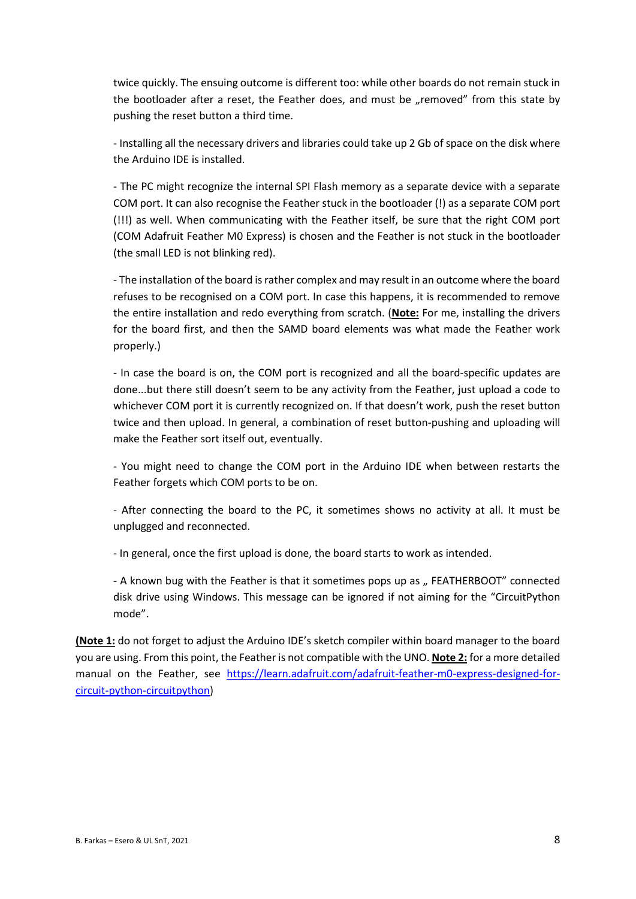twice quickly. The ensuing outcome is different too: while other boards do not remain stuck in the bootloader after a reset, the Feather does, and must be „removed" from this state by pushing the reset button a third time.

- Installing all the necessary drivers and libraries could take up 2 Gb of space on the disk where the Arduino IDE is installed.

- The PC might recognize the internal SPI Flash memory as a separate device with a separate COM port. It can also recognise the Feather stuck in the bootloader (!) as a separate COM port (!!!) as well. When communicating with the Feather itself, be sure that the right COM port (COM Adafruit Feather M0 Express) is chosen and the Feather is not stuck in the bootloader (the small LED is not blinking red).

- The installation of the board is rather complex and may result in an outcome where the board refuses to be recognised on a COM port. In case this happens, it is recommended to remove the entire installation and redo everything from scratch. (**Note:** For me, installing the drivers for the board first, and then the SAMD board elements was what made the Feather work properly.)

- In case the board is on, the COM port is recognized and all the board-specific updates are done...but there still doesn't seem to be any activity from the Feather, just upload a code to whichever COM port it is currently recognized on. If that doesn't work, push the reset button twice and then upload. In general, a combination of reset button-pushing and uploading will make the Feather sort itself out, eventually.

- You might need to change the COM port in the Arduino IDE when between restarts the Feather forgets which COM ports to be on.

- After connecting the board to the PC, it sometimes shows no activity at all. It must be unplugged and reconnected.

- In general, once the first upload is done, the board starts to work as intended.

- A known bug with the Feather is that it sometimes pops up as „ FEATHERBOOT" connected disk drive using Windows. This message can be ignored if not aiming for the "CircuitPython mode".

(**Note 1:** do not forget to adjust the Arduino IDE's sketch compiler within board manager to the board you are using. From this point, the Feather is not compatible with the UNO. **Note 2:** for a more detailed manual on the Feather, see https://learn.adafruit.com/adafruit-feather-m0-express-designed-for-circuit-python-circuitpython)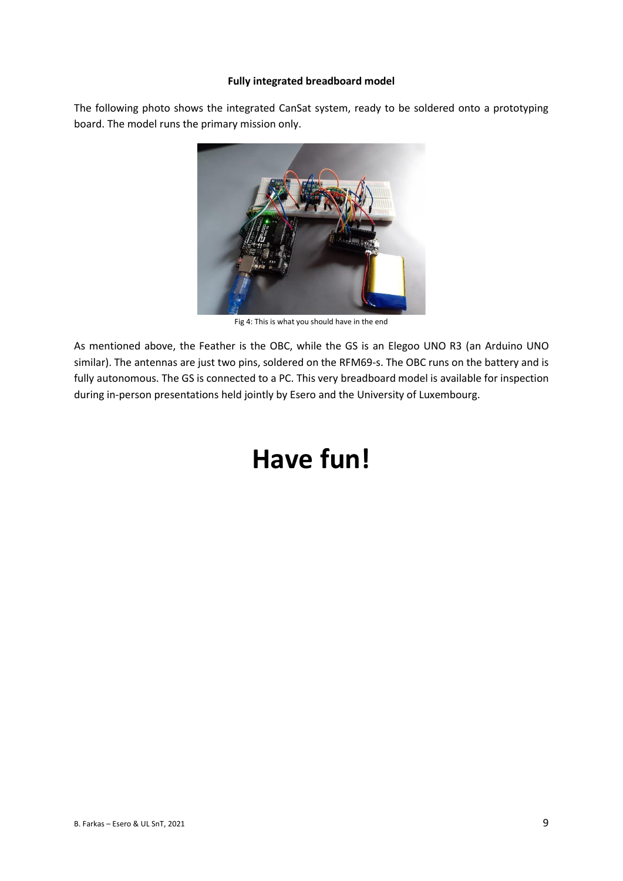**Fully integrated breadboard model**

The following photo shows the integrated CanSat system, ready to be soldered onto a prototyping board. The model runs the primary mission only.

Fig 4: This is what you should have in the end

As mentioned above, the Feather is the OBC, while the GS is an Elegoo UNO R3 (an Arduino UNO similar). The antennas are just two pins, soldered on the RFM69-s. The OBC runs on the battery and is fully autonomous. The GS is connected to a PC. This very breadboard model is available for inspection during in-person presentations held jointly by Esero and the University of Luxembourg.

# Have fun!